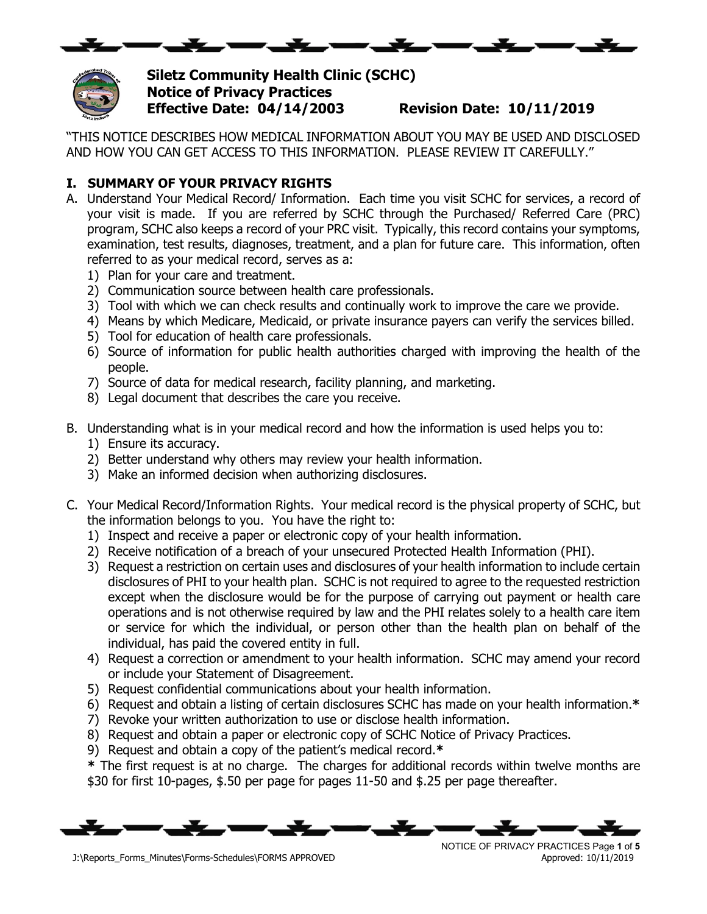# Siletz Community Health Clinic (SCHC)
## Notice of Privacy Practices
**Effective Date: 04/14/2003 Revision Date: 10/11/2019**

"THIS NOTICE DESCRIBES HOW MEDICAL INFORMATION ABOUT YOU MAY BE USED AND DISCLOSED AND HOW YOU CAN GET ACCESS TO THIS INFORMATION. PLEASE REVIEW IT CAREFULLY."

### I. SUMMARY OF YOUR PRIVACY RIGHTS

A. Understand Your Medical Record/ Information. Each time you visit SCHC for services, a record of your visit is made. If you are referred by SCHC through the Purchased/ Referred Care (PRC) program, SCHC also keeps a record of your PRC visit. Typically, this record contains your symptoms, examination, test results, diagnoses, treatment, and a plan for future care. This information, often referred to as your medical record, serves as a:
   1) Plan for your care and treatment.
   2) Communication source between health care professionals.
   3) Tool with which we can check results and continually work to improve the care we provide.
   4) Means by which Medicare, Medicaid, or private insurance payers can verify the services billed.
   5) Tool for education of health care professionals.
   6) Source of information for public health authorities charged with improving the health of the people.
   7) Source of data for medical research, facility planning, and marketing.
   8) Legal document that describes the care you receive.

B. Understanding what is in your medical record and how the information is used helps you to:
   1) Ensure its accuracy.
   2) Better understand why others may review your health information.
   3) Make an informed decision when authorizing disclosures.

C. Your Medical Record/Information Rights. Your medical record is the physical property of SCHC, but the information belongs to you. You have the right to:
   1) Inspect and receive a paper or electronic copy of your health information.
   2) Receive notification of a breach of your unsecured Protected Health Information (PHI).
   3) Request a restriction on certain uses and disclosures of your health information to include certain disclosures of PHI to your health plan. SCHC is not required to agree to the requested restriction except when the disclosure would be for the purpose of carrying out payment or health care operations and is not otherwise required by law and the PHI relates solely to a health care item or service for which the individual, or person other than the health plan on behalf of the individual, has paid the covered entity in full.
   4) Request a correction or amendment to your health information. SCHC may amend your record or include your Statement of Disagreement.
   5) Request confidential communications about your health information.
   6) Request and obtain a listing of certain disclosures SCHC has made on your health information.**\***
   7) Revoke your written authorization to use or disclose health information.
   8) Request and obtain a paper or electronic copy of SCHC Notice of Privacy Practices.
   9) Request and obtain a copy of the patient's medical record.**\***

   **\*** The first request is at no charge. The charges for additional records within twelve months are $30 for first 10-pages, $.50 per page for pages 11-50 and $.25 per page thereafter.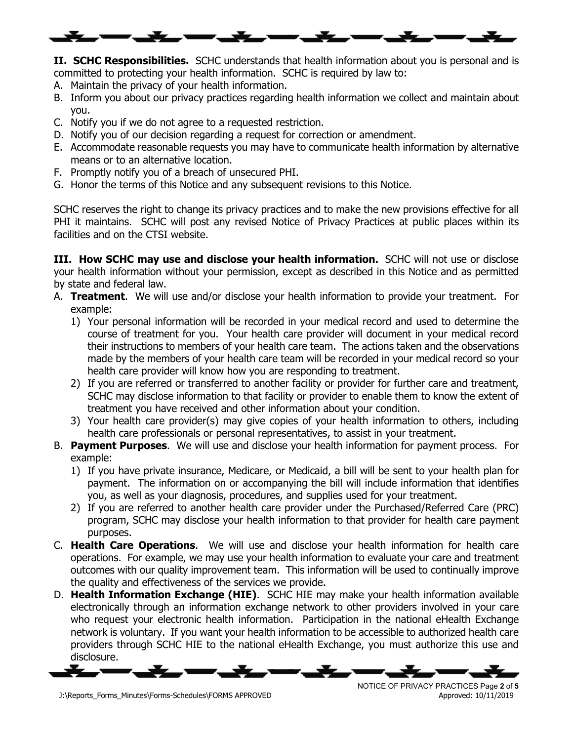**II. SCHC Responsibilities.** SCHC understands that health information about you is personal and is committed to protecting your health information. SCHC is required by law to:

A. Maintain the privacy of your health information.
B. Inform you about our privacy practices regarding health information we collect and maintain about you.
C. Notify you if we do not agree to a requested restriction.
D. Notify you of our decision regarding a request for correction or amendment.
E. Accommodate reasonable requests you may have to communicate health information by alternative means or to an alternative location.
F. Promptly notify you of a breach of unsecured PHI.
G. Honor the terms of this Notice and any subsequent revisions to this Notice.

SCHC reserves the right to change its privacy practices and to make the new provisions effective for all PHI it maintains. SCHC will post any revised Notice of Privacy Practices at public places within its facilities and on the CTSI website.

**III. How SCHC may use and disclose your health information.** SCHC will not use or disclose your health information without your permission, except as described in this Notice and as permitted by state and federal law.

A. **Treatment**. We will use and/or disclose your health information to provide your treatment. For example:
   1) Your personal information will be recorded in your medical record and used to determine the course of treatment for you. Your health care provider will document in your medical record their instructions to members of your health care team. The actions taken and the observations made by the members of your health care team will be recorded in your medical record so your health care provider will know how you are responding to treatment.
   2) If you are referred or transferred to another facility or provider for further care and treatment, SCHC may disclose information to that facility or provider to enable them to know the extent of treatment you have received and other information about your condition.
   3) Your health care provider(s) may give copies of your health information to others, including health care professionals or personal representatives, to assist in your treatment.
B. **Payment Purposes**. We will use and disclose your health information for payment process. For example:
   1) If you have private insurance, Medicare, or Medicaid, a bill will be sent to your health plan for payment. The information on or accompanying the bill will include information that identifies you, as well as your diagnosis, procedures, and supplies used for your treatment.
   2) If you are referred to another health care provider under the Purchased/Referred Care (PRC) program, SCHC may disclose your health information to that provider for health care payment purposes.
C. **Health Care Operations**. We will use and disclose your health information for health care operations. For example, we may use your health information to evaluate your care and treatment outcomes with our quality improvement team. This information will be used to continually improve the quality and effectiveness of the services we provide.
D. **Health Information Exchange (HIE)**. SCHC HIE may make your health information available electronically through an information exchange network to other providers involved in your care who request your electronic health information. Participation in the national eHealth Exchange network is voluntary. If you want your health information to be accessible to authorized health care providers through SCHC HIE to the national eHealth Exchange, you must authorize this use and disclosure.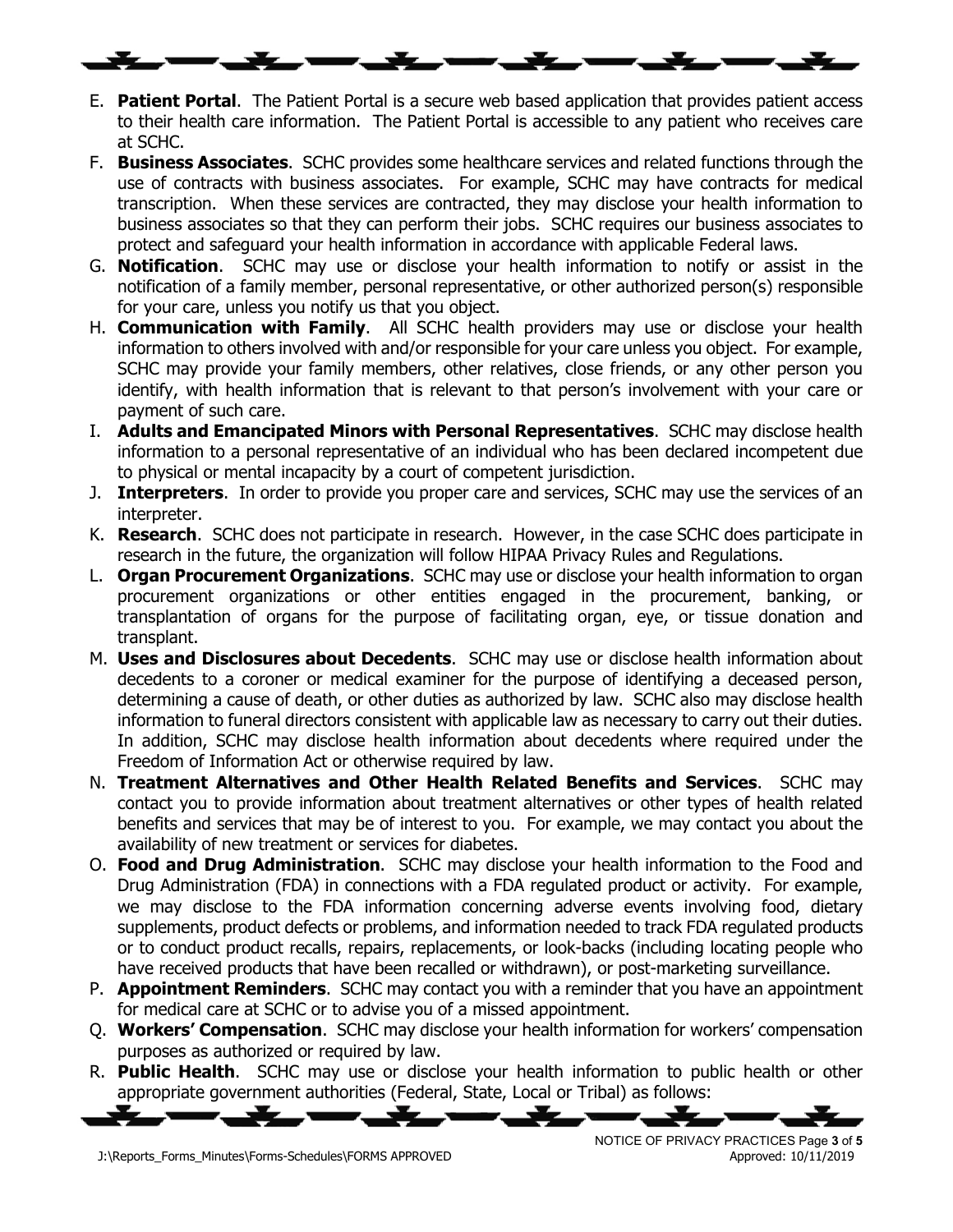E. **Patient Portal**. The Patient Portal is a secure web based application that provides patient access to their health care information. The Patient Portal is accessible to any patient who receives care at SCHC.

F. **Business Associates**. SCHC provides some healthcare services and related functions through the use of contracts with business associates. For example, SCHC may have contracts for medical transcription. When these services are contracted, they may disclose your health information to business associates so that they can perform their jobs. SCHC requires our business associates to protect and safeguard your health information in accordance with applicable Federal laws.

G. **Notification**. SCHC may use or disclose your health information to notify or assist in the notification of a family member, personal representative, or other authorized person(s) responsible for your care, unless you notify us that you object.

H. **Communication with Family**. All SCHC health providers may use or disclose your health information to others involved with and/or responsible for your care unless you object. For example, SCHC may provide your family members, other relatives, close friends, or any other person you identify, with health information that is relevant to that person's involvement with your care or payment of such care.

I. **Adults and Emancipated Minors with Personal Representatives**. SCHC may disclose health information to a personal representative of an individual who has been declared incompetent due to physical or mental incapacity by a court of competent jurisdiction.

J. **Interpreters**. In order to provide you proper care and services, SCHC may use the services of an interpreter.

K. **Research**. SCHC does not participate in research. However, in the case SCHC does participate in research in the future, the organization will follow HIPAA Privacy Rules and Regulations.

L. **Organ Procurement Organizations**. SCHC may use or disclose your health information to organ procurement organizations or other entities engaged in the procurement, banking, or transplantation of organs for the purpose of facilitating organ, eye, or tissue donation and transplant.

M. **Uses and Disclosures about Decedents**. SCHC may use or disclose health information about decedents to a coroner or medical examiner for the purpose of identifying a deceased person, determining a cause of death, or other duties as authorized by law. SCHC also may disclose health information to funeral directors consistent with applicable law as necessary to carry out their duties. In addition, SCHC may disclose health information about decedents where required under the Freedom of Information Act or otherwise required by law.

N. **Treatment Alternatives and Other Health Related Benefits and Services**. SCHC may contact you to provide information about treatment alternatives or other types of health related benefits and services that may be of interest to you. For example, we may contact you about the availability of new treatment or services for diabetes.

O. **Food and Drug Administration**. SCHC may disclose your health information to the Food and Drug Administration (FDA) in connections with a FDA regulated product or activity. For example, we may disclose to the FDA information concerning adverse events involving food, dietary supplements, product defects or problems, and information needed to track FDA regulated products or to conduct product recalls, repairs, replacements, or look-backs (including locating people who have received products that have been recalled or withdrawn), or post-marketing surveillance.

P. **Appointment Reminders**. SCHC may contact you with a reminder that you have an appointment for medical care at SCHC or to advise you of a missed appointment.

Q. **Workers' Compensation**. SCHC may disclose your health information for workers' compensation purposes as authorized or required by law.

R. **Public Health**. SCHC may use or disclose your health information to public health or other appropriate government authorities (Federal, State, Local or Tribal) as follows: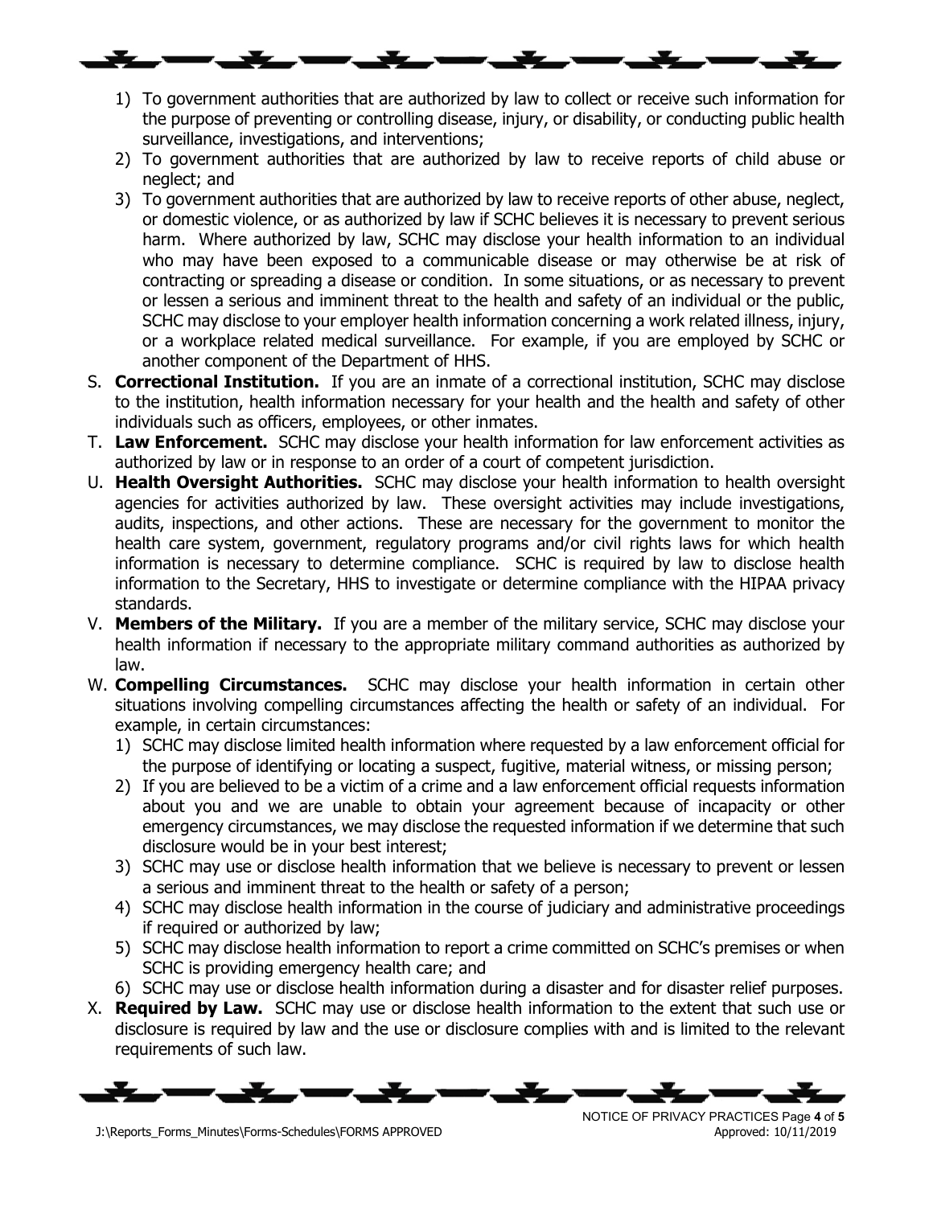1) To government authorities that are authorized by law to collect or receive such information for the purpose of preventing or controlling disease, injury, or disability, or conducting public health surveillance, investigations, and interventions;
2) To government authorities that are authorized by law to receive reports of child abuse or neglect; and
3) To government authorities that are authorized by law to receive reports of other abuse, neglect, or domestic violence, or as authorized by law if SCHC believes it is necessary to prevent serious harm. Where authorized by law, SCHC may disclose your health information to an individual who may have been exposed to a communicable disease or may otherwise be at risk of contracting or spreading a disease or condition. In some situations, or as necessary to prevent or lessen a serious and imminent threat to the health and safety of an individual or the public, SCHC may disclose to your employer health information concerning a work related illness, injury, or a workplace related medical surveillance. For example, if you are employed by SCHC or another component of the Department of HHS.

S. **Correctional Institution.** If you are an inmate of a correctional institution, SCHC may disclose to the institution, health information necessary for your health and the health and safety of other individuals such as officers, employees, or other inmates.

T. **Law Enforcement.** SCHC may disclose your health information for law enforcement activities as authorized by law or in response to an order of a court of competent jurisdiction.

U. **Health Oversight Authorities.** SCHC may disclose your health information to health oversight agencies for activities authorized by law. These oversight activities may include investigations, audits, inspections, and other actions. These are necessary for the government to monitor the health care system, government, regulatory programs and/or civil rights laws for which health information is necessary to determine compliance. SCHC is required by law to disclose health information to the Secretary, HHS to investigate or determine compliance with the HIPAA privacy standards.

V. **Members of the Military.** If you are a member of the military service, SCHC may disclose your health information if necessary to the appropriate military command authorities as authorized by law.

W. **Compelling Circumstances.** SCHC may disclose your health information in certain other situations involving compelling circumstances affecting the health or safety of an individual. For example, in certain circumstances:
   1) SCHC may disclose limited health information where requested by a law enforcement official for the purpose of identifying or locating a suspect, fugitive, material witness, or missing person;
   2) If you are believed to be a victim of a crime and a law enforcement official requests information about you and we are unable to obtain your agreement because of incapacity or other emergency circumstances, we may disclose the requested information if we determine that such disclosure would be in your best interest;
   3) SCHC may use or disclose health information that we believe is necessary to prevent or lessen a serious and imminent threat to the health or safety of a person;
   4) SCHC may disclose health information in the course of judiciary and administrative proceedings if required or authorized by law;
   5) SCHC may disclose health information to report a crime committed on SCHC's premises or when SCHC is providing emergency health care; and
   6) SCHC may use or disclose health information during a disaster and for disaster relief purposes.

X. **Required by Law.** SCHC may use or disclose health information to the extent that such use or disclosure is required by law and the use or disclosure complies with and is limited to the relevant requirements of such law.

J:\Reports_Forms_Minutes\Forms-Schedules\FORMS APPROVED

NOTICE OF PRIVACY PRACTICES Page **4** of **5**
Approved: 10/11/2019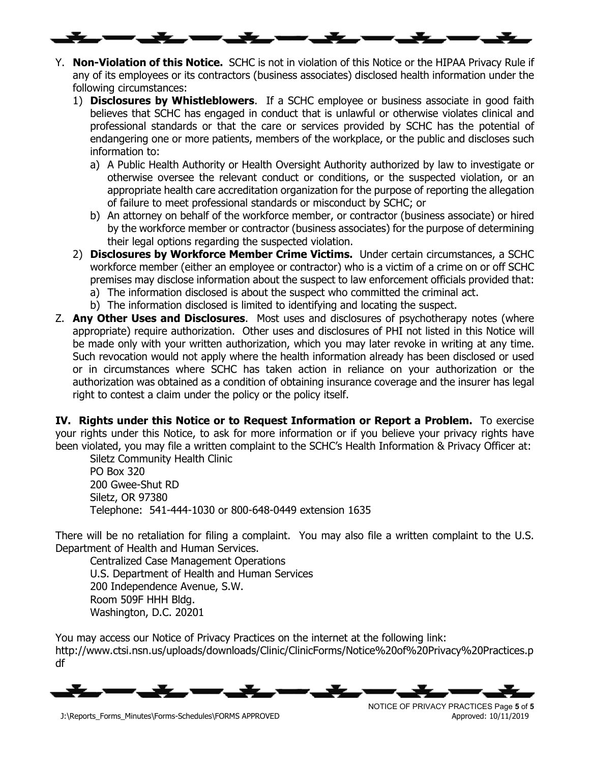Y. **Non-Violation of this Notice.** SCHC is not in violation of this Notice or the HIPAA Privacy Rule if any of its employees or its contractors (business associates) disclosed health information under the following circumstances:

1) **Disclosures by Whistleblowers**. If a SCHC employee or business associate in good faith believes that SCHC has engaged in conduct that is unlawful or otherwise violates clinical and professional standards or that the care or services provided by SCHC has the potential of endangering one or more patients, members of the workplace, or the public and discloses such information to:
   a) A Public Health Authority or Health Oversight Authority authorized by law to investigate or otherwise oversee the relevant conduct or conditions, or the suspected violation, or an appropriate health care accreditation organization for the purpose of reporting the allegation of failure to meet professional standards or misconduct by SCHC; or
   b) An attorney on behalf of the workforce member, or contractor (business associate) or hired by the workforce member or contractor (business associates) for the purpose of determining their legal options regarding the suspected violation.
2) **Disclosures by Workforce Member Crime Victims.** Under certain circumstances, a SCHC workforce member (either an employee or contractor) who is a victim of a crime on or off SCHC premises may disclose information about the suspect to law enforcement officials provided that:
   a) The information disclosed is about the suspect who committed the criminal act.
   b) The information disclosed is limited to identifying and locating the suspect.

Z. **Any Other Uses and Disclosures**. Most uses and disclosures of psychotherapy notes (where appropriate) require authorization. Other uses and disclosures of PHI not listed in this Notice will be made only with your written authorization, which you may later revoke in writing at any time. Such revocation would not apply where the health information already has been disclosed or used or in circumstances where SCHC has taken action in reliance on your authorization or the authorization was obtained as a condition of obtaining insurance coverage and the insurer has legal right to contest a claim under the policy or the policy itself.

**IV. Rights under this Notice or to Request Information or Report a Problem.** To exercise your rights under this Notice, to ask for more information or if you believe your privacy rights have been violated, you may file a written complaint to the SCHC's Health Information & Privacy Officer at:

Siletz Community Health Clinic
PO Box 320
200 Gwee-Shut RD
Siletz, OR 97380
Telephone: 541-444-1030 or 800-648-0449 extension 1635

There will be no retaliation for filing a complaint. You may also file a written complaint to the U.S. Department of Health and Human Services.

Centralized Case Management Operations
U.S. Department of Health and Human Services
200 Independence Avenue, S.W.
Room 509F HHH Bldg.
Washington, D.C. 20201

You may access our Notice of Privacy Practices on the internet at the following link:
http://www.ctsi.nsn.us/uploads/downloads/Clinic/ClinicForms/Notice%20of%20Privacy%20Practices.pdf

J:\Reports_Forms_Minutes\Forms-Schedules\FORMS APPROVED

Approved: 10/11/2019